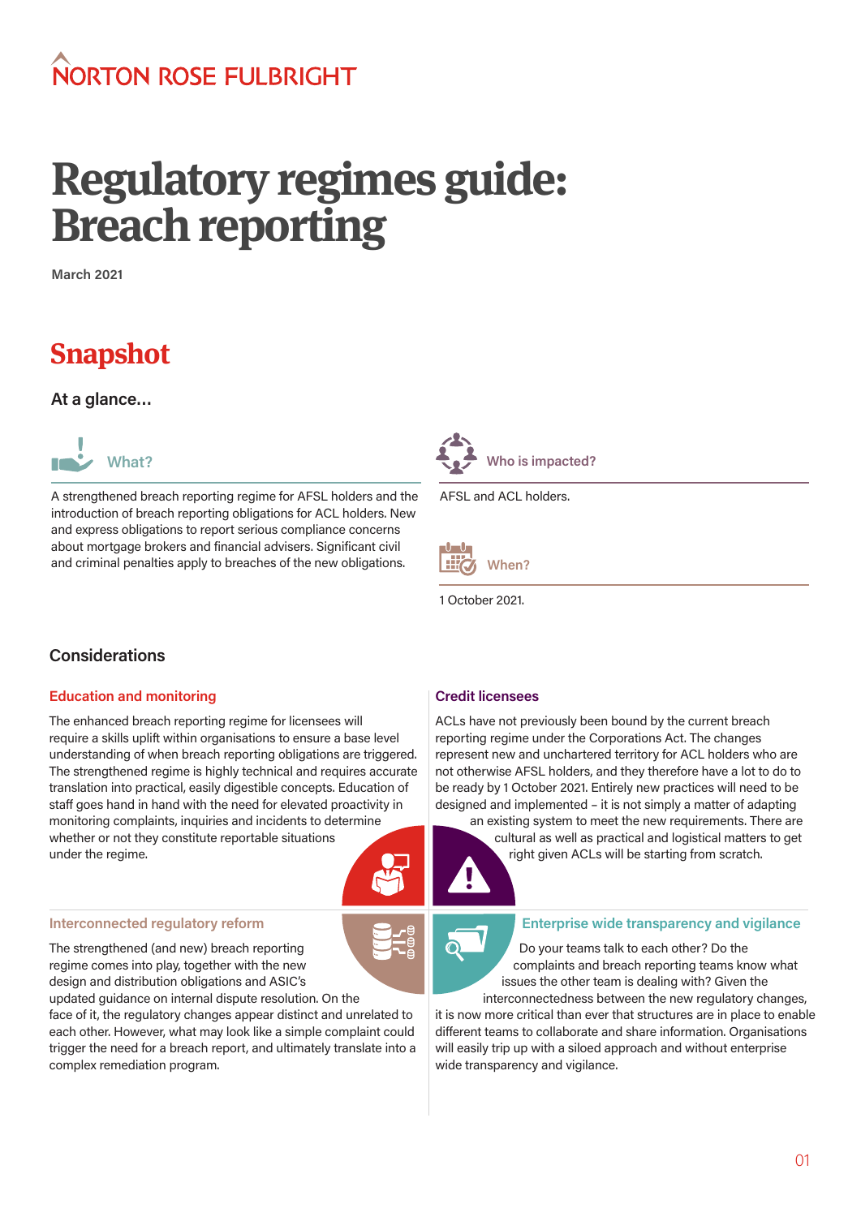NORTON ROSE FULBRIGHT

# Regulatory regimes guide: Breach reporting

March 2021

## Snapshot

### At a glance...

#### What?

A strengthened breach reporting regime for AFSL holders and the introduction of breach reporting obligations for ACL holders. New and express obligations to report serious compliance concerns about mortgage brokers and financial advisers. Significant civil and criminal penalties apply to breaches of the new obligations.

#### Who is impacted?

AFSL and ACL holders.

#### When?

1 October 2021.

### Considerations

#### Education and monitoring

The enhanced breach reporting regime for licensees will require a skills uplift within organisations to ensure a base level understanding of when breach reporting obligations are triggered. The strengthened regime is highly technical and requires accurate translation into practical, easily digestible concepts. Education of staff goes hand in hand with the need for elevated proactivity in monitoring complaints, inquiries and incidents to determine whether or not they constitute reportable situations under the regime.

#### Credit licensees

ACLs have not previously been bound by the current breach reporting regime under the Corporations Act. The changes represent new and unchartered territory for ACL holders who are not otherwise AFSL holders, and they therefore have a lot to do to be ready by 1 October 2021. Entirely new practices will need to be designed and implemented – it is not simply a matter of adapting an existing system to meet the new requirements. There are cultural as well as practical and logistical matters to get right given ACLs will be starting from scratch.

#### Interconnected regulatory reform

The strengthened (and new) breach reporting regime comes into play, together with the new design and distribution obligations and ASIC's updated guidance on internal dispute resolution. On the face of it, the regulatory changes appear distinct and unrelated to each other. However, what may look like a simple complaint could trigger the need for a breach report, and ultimately translate into a complex remediation program.

#### Enterprise wide transparency and vigilance

Do your teams talk to each other? Do the complaints and breach reporting teams know what issues the other team is dealing with? Given the interconnectedness between the new regulatory changes, it is now more critical than ever that structures are in place to enable different teams to collaborate and share information. Organisations will easily trip up with a siloed approach and without enterprise wide transparency and vigilance.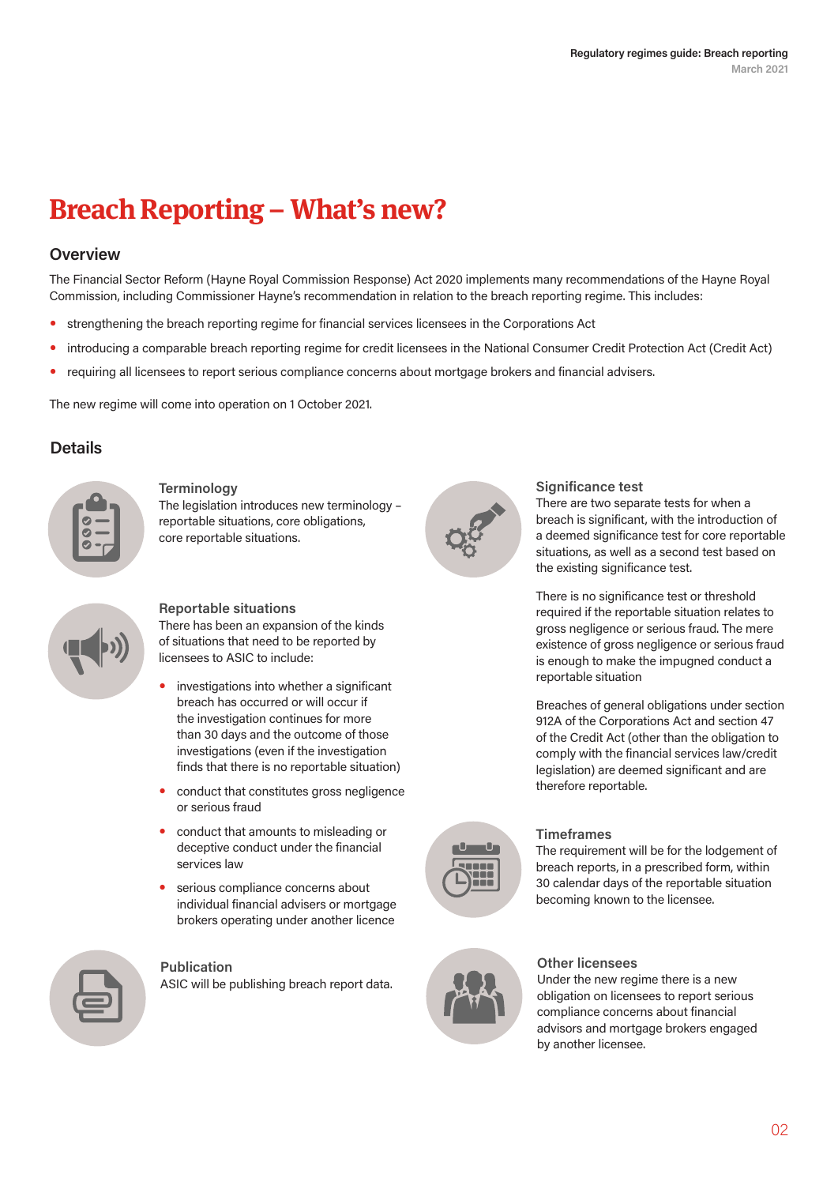# Breach Reporting – What's new?

## Overview

The Financial Sector Reform (Hayne Royal Commission Response) Act 2020 implements many recommendations of the Hayne Royal Commission, including Commissioner Hayne's recommendation in relation to the breach reporting regime. This includes:

- strengthening the breach reporting regime for financial services licensees in the Corporations Act
- introducing a comparable breach reporting regime for credit licensees in the National Consumer Credit Protection Act (Credit Act)
- requiring all licensees to report serious compliance concerns about mortgage brokers and financial advisers.

The new regime will come into operation on 1 October 2021.

## Details

### Terminology

The legislation introduces new terminology – reportable situations, core obligations, core reportable situations.

### Reportable situations

There has been an expansion of the kinds of situations that need to be reported by licensees to ASIC to include:

- investigations into whether a significant breach has occurred or will occur if the investigation continues for more than 30 days and the outcome of those investigations (even if the investigation finds that there is no reportable situation)
- conduct that constitutes gross negligence or serious fraud
- conduct that amounts to misleading or deceptive conduct under the financial services law
- serious compliance concerns about individual financial advisers or mortgage brokers operating under another licence

### Publication

ASIC will be publishing breach report data.

### Significance test

There are two separate tests for when a breach is significant, with the introduction of a deemed significance test for core reportable situations, as well as a second test based on the existing significance test.

There is no significance test or threshold required if the reportable situation relates to gross negligence or serious fraud. The mere existence of gross negligence or serious fraud is enough to make the impugned conduct a reportable situation

Breaches of general obligations under section 912A of the Corporations Act and section 47 of the Credit Act (other than the obligation to comply with the financial services law/credit legislation) are deemed significant and are therefore reportable.

### Timeframes

The requirement will be for the lodgement of breach reports, in a prescribed form, within 30 calendar days of the reportable situation becoming known to the licensee.

### Other licensees

Under the new regime there is a new obligation on licensees to report serious compliance concerns about financial advisors and mortgage brokers engaged by another licensee.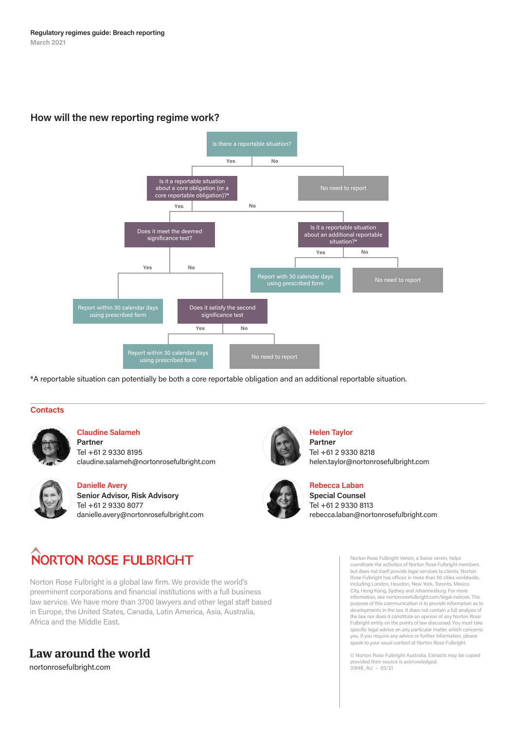## How will the new reporting regime work?

Is there a reportable situation?

Yes

No

Is it a reportable situation about a core obligation (or a core reportable obligation)?*

No need to report

Yes

No

Does it meet the deemed significance test?

Is it a reportable situation about an additional reportable situation?*

Yes

No

Report with 30 calendar days using prescribed form

No need to report

Yes

No

Report within 30 calendar days using prescribed form

Does it satisfy the second significance test

Yes

No

Report within 30 calendar days using prescribed form

No need to report

*A reportable situation can potentially be both a core reportable obligation and an additional reportable situation.

## Contacts

**Claudine Salameh**
**Partner**
Tel +61 2 9330 8195
claudine.salameh@nortonrosefulbright.com

**Helen Taylor**
**Partner**
Tel +61 2 9330 8218
helen.taylor@nortonrosefulbright.com

**Danielle Avery**
**Senior Advisor, Risk Advisory**
Tel +61 2 9330 8077
danielle.avery@nortonrosefulbright.com

**Rebecca Laban**
**Special Counsel**
Tel +61 2 9330 8113
rebecca.laban@nortonrosefulbright.com

NORTON ROSE FULBRIGHT

Norton Rose Fulbright is a global law firm. We provide the world's preeminent corporations and financial institutions with a full business law service. We have more than 3700 lawyers and other legal staff based in Europe, the United States, Canada, Latin America, Asia, Australia, Africa and the Middle East.

**Law around the world**
nortonrosefulbright.com

Norton Rose Fulbright Verein, a Swiss verein, helps coordinate the activities of Norton Rose Fulbright members but does not itself provide legal services to clients. Norton Rose Fulbright has offices in more than 50 cities worldwide, including London, Houston, New York, Toronto, Mexico City, Hong Kong, Sydney and Johannesburg. For more information, see nortonrosefulbright.com/legal-notices. The purpose of this communication is to provide information as to developments in the law. It does not contain a full analysis of the law nor does it constitute an opinion of any Norton Rose Fulbright entity on the points of law discussed. You must take specific legal advice on any particular matter which concerns you. If you require any advice or further information, please speak to your usual contact at Norton Rose Fulbright.

© Norton Rose Fulbright Australia. Extracts may be copied provided their source is acknowledged.
31948_AU – 03/21